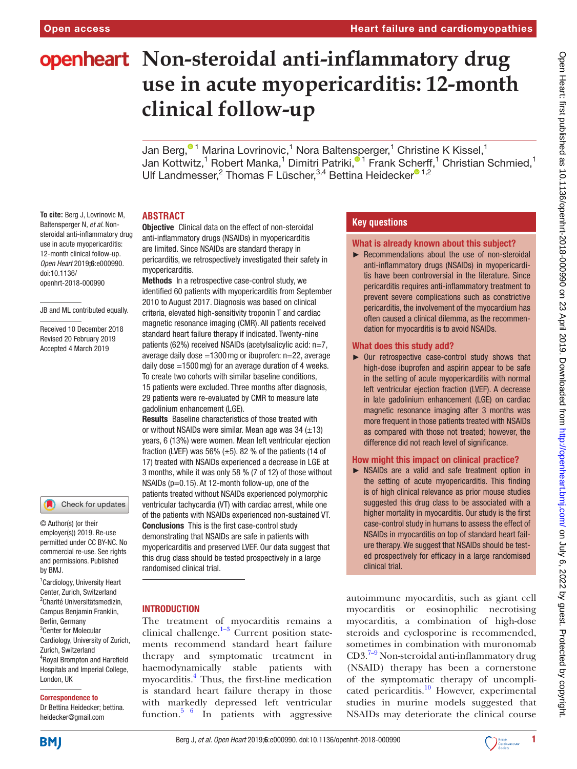Open access

Heart failure and cardiomyopathies

# Non-steroidal anti-inflammatory drug use in acute myopericarditis: 12-month clinical follow-up

Jan Berg,[1] Marina Lovrinovic,[1] Nora Baltensperger,[1] Christine K Kissel,[1] Jan Kottwitz,[1] Robert Manka,[1] Dimitri Patriki,[1] Frank Scherff,[1] Christian Schmied,[1] Ulf Landmesser,[2] Thomas F Lüscher,[3,4] Bettina Heidecker[1,2]

**To cite:** Berg J, Lovrinovic M, Baltensperger N, *et al*. Non-steroidal anti-inflammatory drug use in acute myopericarditis: 12-month clinical follow-up. *Open Heart* 2019;**6**:e000990. doi:10.1136/openhrt-2018-000990

JB and ML contributed equally.

Received 10 December 2018
Revised 20 February 2019
Accepted 4 March 2019

© Author(s) (or their employer(s)) 2019. Re-use permitted under CC BY-NC. No commercial re-use. See rights and permissions. Published by BMJ.

[1]Cardiology, University Heart Center, Zurich, Switzerland
[2]Charité Universitätsmedizin, Campus Benjamin Franklin, Berlin, Germany
[3]Center for Molecular Cardiology, University of Zurich, Zurich, Switzerland
[4]Royal Brompton and Harefield Hospitals and Imperial College, London, UK

**Correspondence to**
Dr Bettina Heidecker; bettina.heidecker@gmail.com

## ABSTRACT

**Objective** Clinical data on the effect of non-steroidal anti-inflammatory drugs (NSAIDs) in myopericarditis are limited. Since NSAIDs are standard therapy in pericarditis, we retrospectively investigated their safety in myopericarditis.

**Methods** In a retrospective case-control study, we identified 60 patients with myopericarditis from September 2010 to August 2017. Diagnosis was based on clinical criteria, elevated high-sensitivity troponin T and cardiac magnetic resonance imaging (CMR). All patients received standard heart failure therapy if indicated. Twenty-nine patients (62%) received NSAIDs (acetylsalicylic acid: n=7, average daily dose =1300 mg or ibuprofen: n=22, average daily dose =1500 mg) for an average duration of 4 weeks. To create two cohorts with similar baseline conditions, 15 patients were excluded. Three months after diagnosis, 29 patients were re-evaluated by CMR to measure late gadolinium enhancement (LGE).

**Results** Baseline characteristics of those treated with or without NSAIDs were similar. Mean age was 34 (±13) years, 6 (13%) were women. Mean left ventricular ejection fraction (LVEF) was 56% (±5). 82 % of the patients (14 of 17) treated with NSAIDs experienced a decrease in LGE at 3 months, while it was only 58 % (7 of 12) of those without NSAIDs (p=0.15). At 12-month follow-up, one of the patients treated without NSAIDs experienced polymorphic ventricular tachycardia (VT) with cardiac arrest, while one of the patients with NSAIDs experienced non-sustained VT.

**Conclusions** This is the first case-control study demonstrating that NSAIDs are safe in patients with myopericarditis and preserved LVEF. Our data suggest that this drug class should be tested prospectively in a large randomised clinical trial.

## Key questions

**What is already known about this subject?**

- Recommendations about the use of non-steroidal anti-inflammatory drugs (NSAIDs) in myopericarditis have been controversial in the literature. Since pericarditis requires anti-inflammatory treatment to prevent severe complications such as constrictive pericarditis, the involvement of the myocardium has often caused a clinical dilemma, as the recommendation for myocarditis is to avoid NSAIDs.

**What does this study add?**

- Our retrospective case-control study shows that high-dose ibuprofen and aspirin appear to be safe in the setting of acute myopericarditis with normal left ventricular ejection fraction (LVEF). A decrease in late gadolinium enhancement (LGE) on cardiac magnetic resonance imaging after 3 months was more frequent in those patients treated with NSAIDs as compared with those not treated; however, the difference did not reach level of significance.

**How might this impact on clinical practice?**

- NSAIDs are a valid and safe treatment option in the setting of acute myopericarditis. This finding is of high clinical relevance as prior mouse studies suggested this drug class to be associated with a higher mortality in myocarditis. Our study is the first case-control study in humans to assess the effect of NSAIDs in myocarditis on top of standard heart failure therapy. We suggest that NSAIDs should be tested prospectively for efficacy in a large randomised clinical trial.

## INTRODUCTION

The treatment of myocarditis remains a clinical challenge.[1–3] Current position statements recommend standard heart failure therapy and symptomatic treatment in haemodynamically stable patients with myocarditis.[4] Thus, the first-line medication is standard heart failure therapy in those with markedly depressed left ventricular function.[5 6] In patients with aggressive autoimmune myocarditis, such as giant cell myocarditis or eosinophilic necrotising myocarditis, a combination of high-dose steroids and cyclosporine is recommended, sometimes in combination with muronomab CD3.[7–9] Non-steroidal anti-inflammatory drug (NSAID) therapy has been a cornerstone of the symptomatic therapy of uncomplicated pericarditis.[10] However, experimental studies in murine models suggested that NSAIDs may deteriorate the clinical course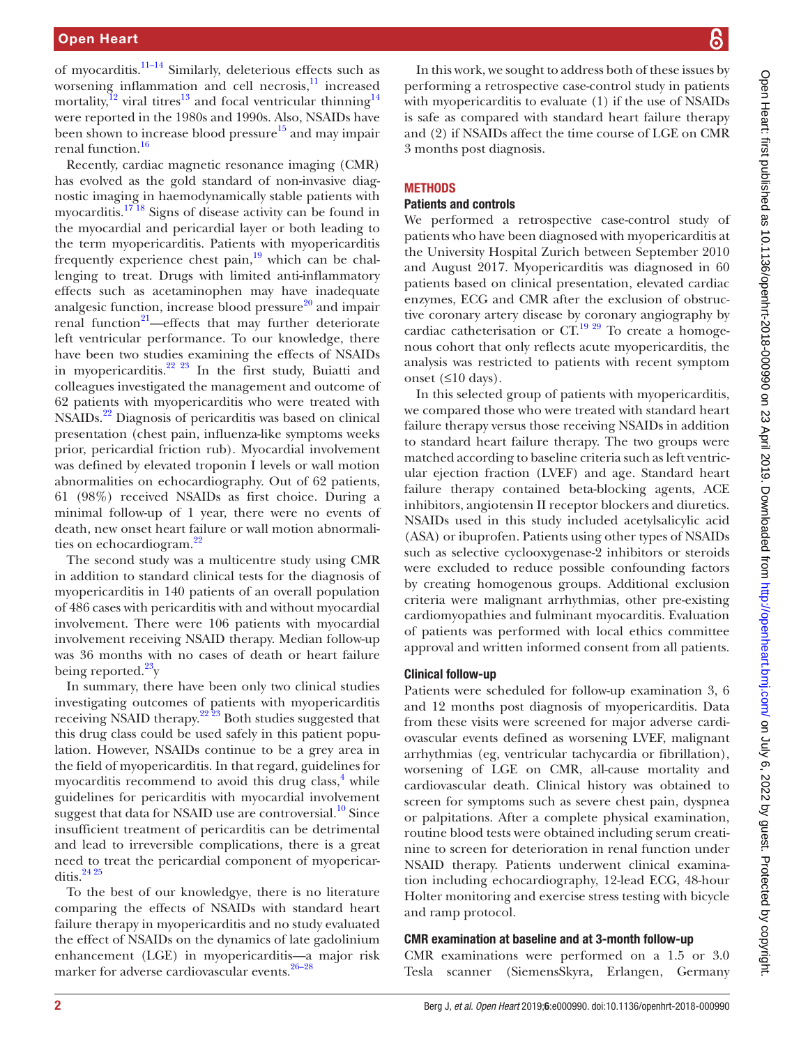of myocarditis.[11–14] Similarly, deleterious effects such as worsening inflammation and cell necrosis,[11] increased mortality,[12] viral titres[13] and focal ventricular thinning[14] were reported in the 1980s and 1990s. Also, NSAIDs have been shown to increase blood pressure[15] and may impair renal function.[16]

Recently, cardiac magnetic resonance imaging (CMR) has evolved as the gold standard of non-invasive diagnostic imaging in haemodynamically stable patients with myocarditis.[17 18] Signs of disease activity can be found in the myocardial and pericardial layer or both leading to the term myopericarditis. Patients with myopericarditis frequently experience chest pain,[19] which can be challenging to treat. Drugs with limited anti-inflammatory effects such as acetaminophen may have inadequate analgesic function, increase blood pressure[20] and impair renal function[21]—effects that may further deteriorate left ventricular performance. To our knowledge, there have been two studies examining the effects of NSAIDs in myopericarditis.[22 23] In the first study, Buiatti and colleagues investigated the management and outcome of 62 patients with myopericarditis who were treated with NSAIDs.[22] Diagnosis of pericarditis was based on clinical presentation (chest pain, influenza-like symptoms weeks prior, pericardial friction rub). Myocardial involvement was defined by elevated troponin I levels or wall motion abnormalities on echocardiography. Out of 62 patients, 61 (98%) received NSAIDs as first choice. During a minimal follow-up of 1 year, there were no events of death, new onset heart failure or wall motion abnormalities on echocardiogram.[22]

The second study was a multicentre study using CMR in addition to standard clinical tests for the diagnosis of myopericarditis in 140 patients of an overall population of 486 cases with pericarditis with and without myocardial involvement. There were 106 patients with myocardial involvement receiving NSAID therapy. Median follow-up was 36 months with no cases of death or heart failure being reported.[23]y

In summary, there have been only two clinical studies investigating outcomes of patients with myopericarditis receiving NSAID therapy.[22 23] Both studies suggested that this drug class could be used safely in this patient population. However, NSAIDs continue to be a grey area in the field of myopericarditis. In that regard, guidelines for myocarditis recommend to avoid this drug class,[4] while guidelines for pericarditis with myocardial involvement suggest that data for NSAID use are controversial.[10] Since insufficient treatment of pericarditis can be detrimental and lead to irreversible complications, there is a great need to treat the pericardial component of myopericarditis.[24 25]

To the best of our knowledgye, there is no literature comparing the effects of NSAIDs with standard heart failure therapy in myopericarditis and no study evaluated the effect of NSAIDs on the dynamics of late gadolinium enhancement (LGE) in myopericarditis—a major risk marker for adverse cardiovascular events.[26–28]

In this work, we sought to address both of these issues by performing a retrospective case-control study in patients with myopericarditis to evaluate (1) if the use of NSAIDs is safe as compared with standard heart failure therapy and (2) if NSAIDs affect the time course of LGE on CMR 3 months post diagnosis.

## METHODS

### Patients and controls

We performed a retrospective case-control study of patients who have been diagnosed with myopericarditis at the University Hospital Zurich between September 2010 and August 2017. Myopericarditis was diagnosed in 60 patients based on clinical presentation, elevated cardiac enzymes, ECG and CMR after the exclusion of obstructive coronary artery disease by coronary angiography by cardiac catheterisation or CT.[19 29] To create a homogenous cohort that only reflects acute myopericarditis, the analysis was restricted to patients with recent symptom onset (≤10 days).

In this selected group of patients with myopericarditis, we compared those who were treated with standard heart failure therapy versus those receiving NSAIDs in addition to standard heart failure therapy. The two groups were matched according to baseline criteria such as left ventricular ejection fraction (LVEF) and age. Standard heart failure therapy contained beta-blocking agents, ACE inhibitors, angiotensin II receptor blockers and diuretics. NSAIDs used in this study included acetylsalicylic acid (ASA) or ibuprofen. Patients using other types of NSAIDs such as selective cyclooxygenase-2 inhibitors or steroids were excluded to reduce possible confounding factors by creating homogenous groups. Additional exclusion criteria were malignant arrhythmias, other pre-existing cardiomyopathies and fulminant myocarditis. Evaluation of patients was performed with local ethics committee approval and written informed consent from all patients.

### Clinical follow-up

Patients were scheduled for follow-up examination 3, 6 and 12 months post diagnosis of myopericarditis. Data from these visits were screened for major adverse cardiovascular events defined as worsening LVEF, malignant arrhythmias (eg, ventricular tachycardia or fibrillation), worsening of LGE on CMR, all-cause mortality and cardiovascular death. Clinical history was obtained to screen for symptoms such as severe chest pain, dyspnea or palpitations. After a complete physical examination, routine blood tests were obtained including serum creatinine to screen for deterioration in renal function under NSAID therapy. Patients underwent clinical examination including echocardiography, 12-lead ECG, 48-hour Holter monitoring and exercise stress testing with bicycle and ramp protocol.

### CMR examination at baseline and at 3-month follow-up

CMR examinations were performed on a 1.5 or 3.0 Tesla scanner (SiemensSkyra, Erlangen, Germany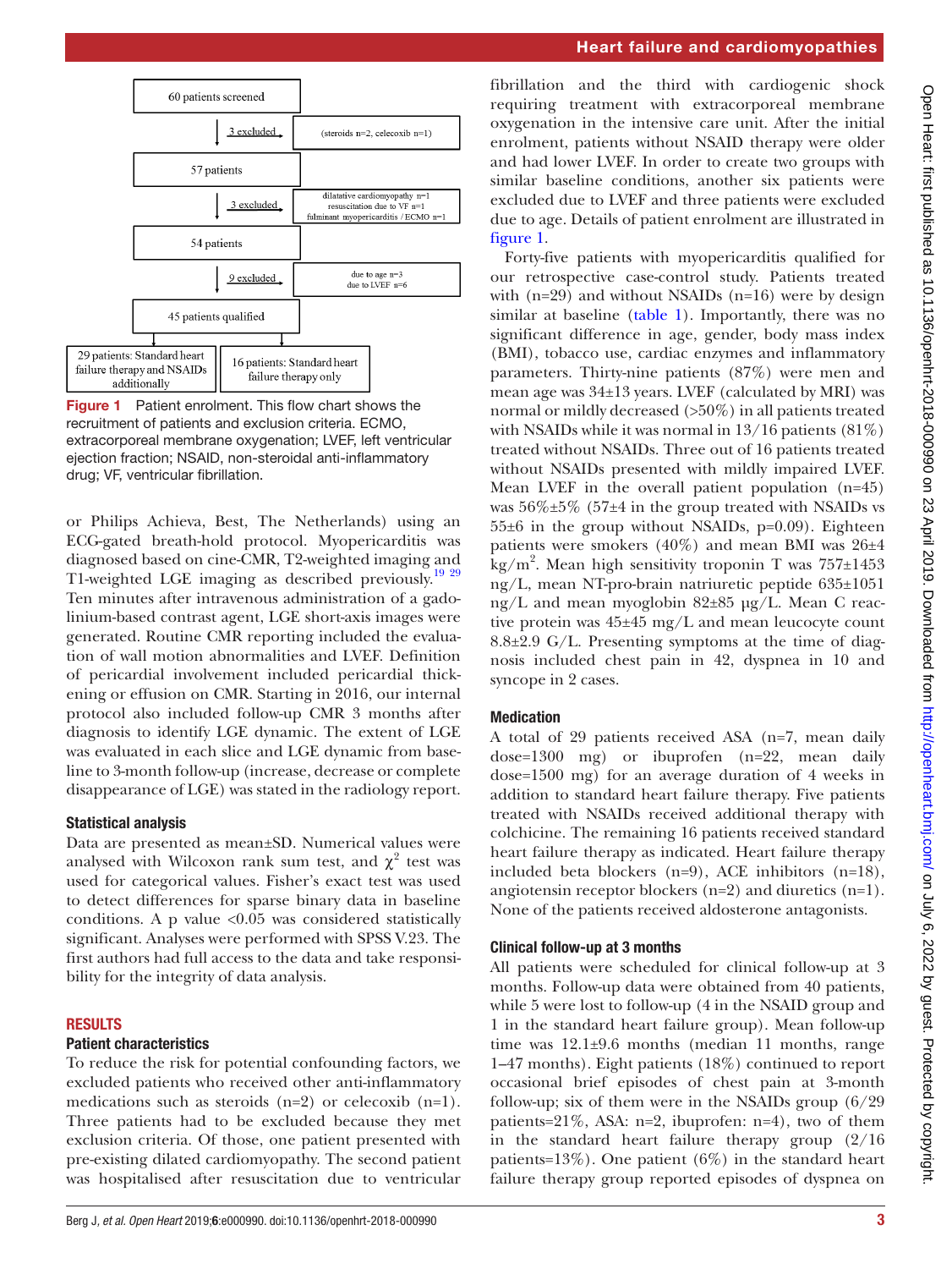60 patients screened

3 excluded

(steroids n=2, celecoxib n=1)

57 patients

3 excluded

dilatative cardiomyopathy n=1
resuscitation due to VF n=1
fulminant myopericarditis / ECMO n=1

54 patients

9 excluded

due to age n=3
due to LVEF n=6

45 patients qualified

29 patients: Standard heart failure therapy and NSAIDs additionally

16 patients: Standard heart failure therapy only

**Figure 1** Patient enrolment. This flow chart shows the recruitment of patients and exclusion criteria. ECMO, extracorporeal membrane oxygenation; LVEF, left ventricular ejection fraction; NSAID, non-steroidal anti-inflammatory drug; VF, ventricular fibrillation.

or Philips Achieva, Best, The Netherlands) using an ECG-gated breath-hold protocol. Myopericarditis was diagnosed based on cine-CMR, T2-weighted imaging and T1-weighted LGE imaging as described previously.[19 29] Ten minutes after intravenous administration of a gadolinium-based contrast agent, LGE short-axis images were generated. Routine CMR reporting included the evaluation of wall motion abnormalities and LVEF. Definition of pericardial involvement included pericardial thickening or effusion on CMR. Starting in 2016, our internal protocol also included follow-up CMR 3 months after diagnosis to identify LGE dynamic. The extent of LGE was evaluated in each slice and LGE dynamic from baseline to 3-month follow-up (increase, decrease or complete disappearance of LGE) was stated in the radiology report.

### Statistical analysis

Data are presented as mean±SD. Numerical values were analysed with Wilcoxon rank sum test, and $\chi^2$ test was used for categorical values. Fisher's exact test was used to detect differences for sparse binary data in baseline conditions. A p value <0.05 was considered statistically significant. Analyses were performed with SPSS V.23. The first authors had full access to the data and take responsibility for the integrity of data analysis.

## RESULTS

### Patient characteristics

To reduce the risk for potential confounding factors, we excluded patients who received other anti-inflammatory medications such as steroids (n=2) or celecoxib (n=1). Three patients had to be excluded because they met exclusion criteria. Of those, one patient presented with pre-existing dilated cardiomyopathy. The second patient was hospitalised after resuscitation due to ventricular fibrillation and the third with cardiogenic shock requiring treatment with extracorporeal membrane oxygenation in the intensive care unit. After the initial enrolment, patients without NSAID therapy were older and had lower LVEF. In order to create two groups with similar baseline conditions, another six patients were excluded due to LVEF and three patients were excluded due to age. Details of patient enrolment are illustrated in figure 1.

Forty-five patients with myopericarditis qualified for our retrospective case-control study. Patients treated with (n=29) and without NSAIDs (n=16) were by design similar at baseline (table 1). Importantly, there was no significant difference in age, gender, body mass index (BMI), tobacco use, cardiac enzymes and inflammatory parameters. Thirty-nine patients (87%) were men and mean age was 34±13 years. LVEF (calculated by MRI) was normal or mildly decreased (>50%) in all patients treated with NSAIDs while it was normal in 13/16 patients (81%) treated without NSAIDs. Three out of 16 patients treated without NSAIDs presented with mildly impaired LVEF. Mean LVEF in the overall patient population (n=45) was 56%±5% (57±4 in the group treated with NSAIDs vs 55±6 in the group without NSAIDs, p=0.09). Eighteen patients were smokers (40%) and mean BMI was 26±4 kg/m$^2$. Mean high sensitivity troponin T was 757±1453 ng/L, mean NT-pro-brain natriuretic peptide 635±1051 ng/L and mean myoglobin 82±85 µg/L. Mean C reactive protein was 45±45 mg/L and mean leucocyte count 8.8±2.9 G/L. Presenting symptoms at the time of diagnosis included chest pain in 42, dyspnea in 10 and syncope in 2 cases.

### Medication

A total of 29 patients received ASA (n=7, mean daily dose=1300 mg) or ibuprofen (n=22, mean daily dose=1500 mg) for an average duration of 4 weeks in addition to standard heart failure therapy. Five patients treated with NSAIDs received additional therapy with colchicine. The remaining 16 patients received standard heart failure therapy as indicated. Heart failure therapy included beta blockers (n=9), ACE inhibitors (n=18), angiotensin receptor blockers (n=2) and diuretics (n=1). None of the patients received aldosterone antagonists.

### Clinical follow-up at 3 months

All patients were scheduled for clinical follow-up at 3 months. Follow-up data were obtained from 40 patients, while 5 were lost to follow-up (4 in the NSAID group and 1 in the standard heart failure group). Mean follow-up time was 12.1±9.6 months (median 11 months, range 1–47 months). Eight patients (18%) continued to report occasional brief episodes of chest pain at 3-month follow-up; six of them were in the NSAIDs group (6/29 patients=21%, ASA: n=2, ibuprofen: n=4), two of them in the standard heart failure therapy group (2/16 patients=13%). One patient (6%) in the standard heart failure therapy group reported episodes of dyspnea on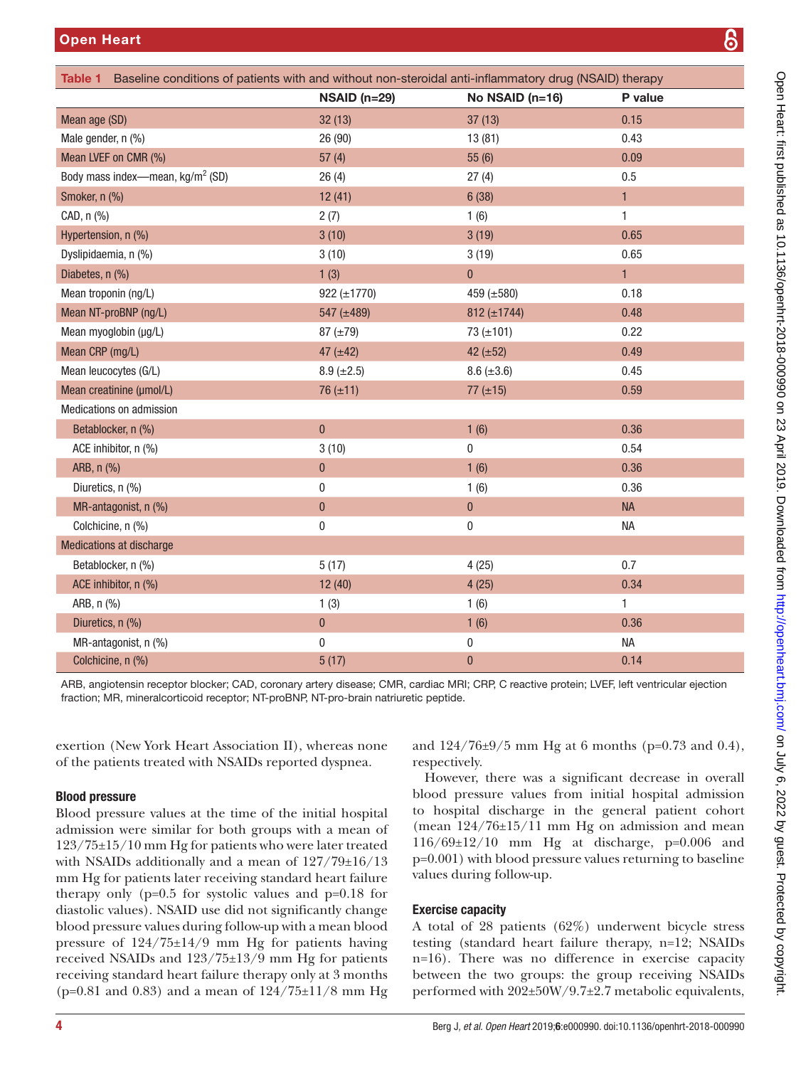**Table 1** Baseline conditions of patients with and without non-steroidal anti-inflammatory drug (NSAID) therapy

| | NSAID (n=29) | No NSAID (n=16) | P value |
|---|---|---|---|
| Mean age (SD) | 32 (13) | 37 (13) | 0.15 |
| Male gender, n (%) | 26 (90) | 13 (81) | 0.43 |
| Mean LVEF on CMR (%) | 57 (4) | 55 (6) | 0.09 |
| Body mass index—mean, kg/m$^2$ (SD) | 26 (4) | 27 (4) | 0.5 |
| Smoker, n (%) | 12 (41) | 6 (38) | 1 |
| CAD, n (%) | 2 (7) | 1 (6) | 1 |
| Hypertension, n (%) | 3 (10) | 3 (19) | 0.65 |
| Dyslipidaemia, n (%) | 3 (10) | 3 (19) | 0.65 |
| Diabetes, n (%) | 1 (3) | 0 | 1 |
| Mean troponin (ng/L) | 922 (±1770) | 459 (±580) | 0.18 |
| Mean NT-proBNP (ng/L) | 547 (±489) | 812 (±1744) | 0.48 |
| Mean myoglobin (µg/L) | 87 (±79) | 73 (±101) | 0.22 |
| Mean CRP (mg/L) | 47 (±42) | 42 (±52) | 0.49 |
| Mean leucocytes (G/L) | 8.9 (±2.5) | 8.6 (±3.6) | 0.45 |
| Mean creatinine (µmol/L) | 76 (±11) | 77 (±15) | 0.59 |
| Medications on admission | | | |
| Betablocker, n (%) | 0 | 1 (6) | 0.36 |
| ACE inhibitor, n (%) | 3 (10) | 0 | 0.54 |
| ARB, n (%) | 0 | 1 (6) | 0.36 |
| Diuretics, n (%) | 0 | 1 (6) | 0.36 |
| MR-antagonist, n (%) | 0 | 0 | NA |
| Colchicine, n (%) | 0 | 0 | NA |
| Medications at discharge | | | |
| Betablocker, n (%) | 5 (17) | 4 (25) | 0.7 |
| ACE inhibitor, n (%) | 12 (40) | 4 (25) | 0.34 |
| ARB, n (%) | 1 (3) | 1 (6) | 1 |
| Diuretics, n (%) | 0 | 1 (6) | 0.36 |
| MR-antagonist, n (%) | 0 | 0 | NA |
| Colchicine, n (%) | 5 (17) | 0 | 0.14 |

ARB, angiotensin receptor blocker; CAD, coronary artery disease; CMR, cardiac MRI; CRP, C reactive protein; LVEF, left ventricular ejection fraction; MR, mineralcorticoid receptor; NT-proBNP, NT-pro-brain natriuretic peptide.

exertion (New York Heart Association II), whereas none of the patients treated with NSAIDs reported dyspnea.

### Blood pressure

Blood pressure values at the time of the initial hospital admission were similar for both groups with a mean of 123/75±15/10 mm Hg for patients who were later treated with NSAIDs additionally and a mean of 127/79±16/13 mm Hg for patients later receiving standard heart failure therapy only (p=0.5 for systolic values and p=0.18 for diastolic values). NSAID use did not significantly change blood pressure values during follow-up with a mean blood pressure of 124/75±14/9 mm Hg for patients having received NSAIDs and 123/75±13/9 mm Hg for patients receiving standard heart failure therapy only at 3 months (p=0.81 and 0.83) and a mean of 124/75±11/8 mm Hg and 124/76±9/5 mm Hg at 6 months (p=0.73 and 0.4), respectively.

However, there was a significant decrease in overall blood pressure values from initial hospital admission to hospital discharge in the general patient cohort (mean 124/76±15/11 mm Hg on admission and mean 116/69±12/10 mm Hg at discharge, p=0.006 and p=0.001) with blood pressure values returning to baseline values during follow-up.

### Exercise capacity

A total of 28 patients (62%) underwent bicycle stress testing (standard heart failure therapy, n=12; NSAIDs n=16). There was no difference in exercise capacity between the two groups: the group receiving NSAIDs performed with 202±50W/9.7±2.7 metabolic equivalents,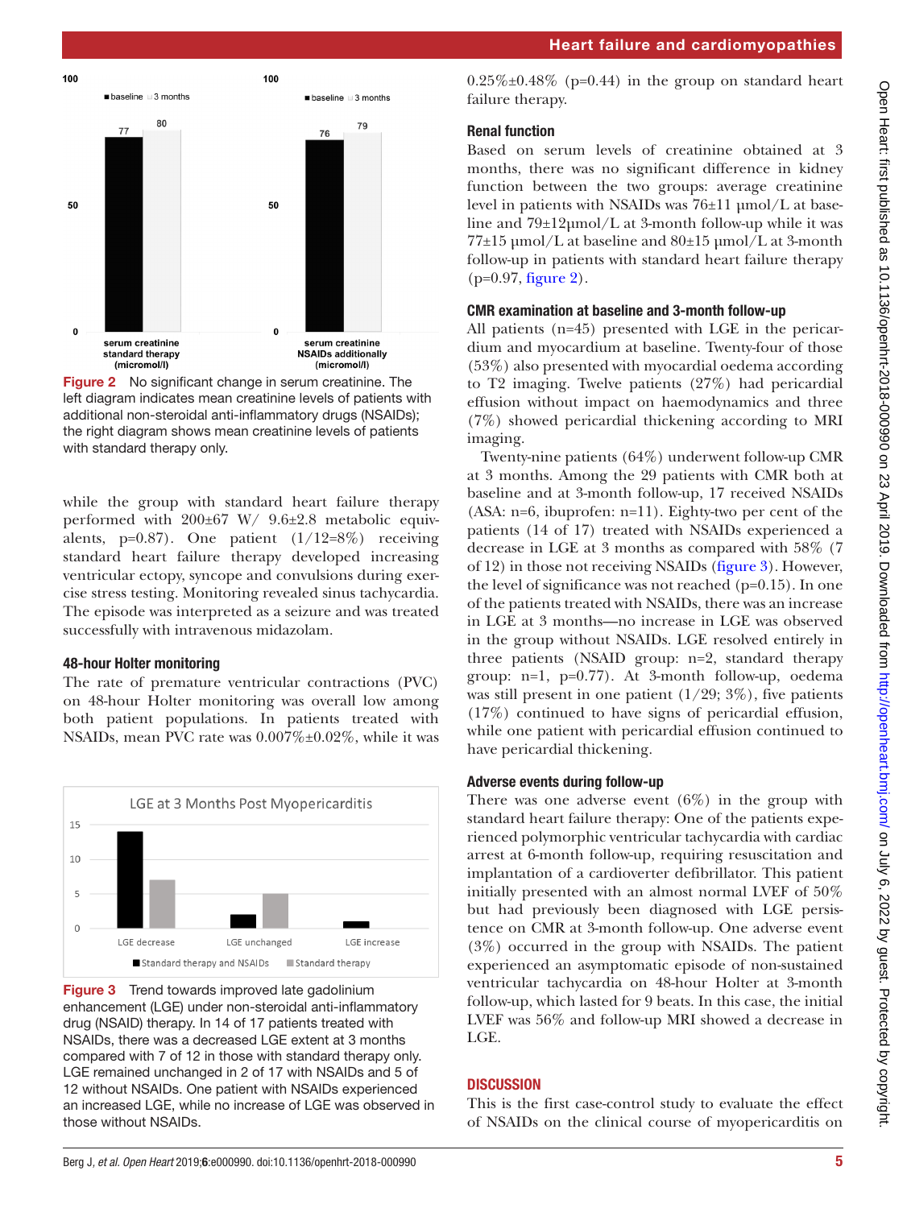Figure 2 No significant change in serum creatinine. The left diagram indicates mean creatinine levels of patients with additional non-steroidal anti-inflammatory drugs (NSAIDs); the right diagram shows mean creatinine levels of patients with standard therapy only.

while the group with standard heart failure therapy performed with 200±67 W/ 9.6±2.8 metabolic equivalents, p=0.87). One patient (1/12=8%) receiving standard heart failure therapy developed increasing ventricular ectopy, syncope and convulsions during exercise stress testing. Monitoring revealed sinus tachycardia. The episode was interpreted as a seizure and was treated successfully with intravenous midazolam.

### 48-hour Holter monitoring

The rate of premature ventricular contractions (PVC) on 48-hour Holter monitoring was overall low among both patient populations. In patients treated with NSAIDs, mean PVC rate was 0.007%±0.02%, while it was 0.25%±0.48% (p=0.44) in the group on standard heart failure therapy.

Figure 3 Trend towards improved late gadolinium enhancement (LGE) under non-steroidal anti-inflammatory drug (NSAID) therapy. In 14 of 17 patients treated with NSAIDs, there was a decreased LGE extent at 3 months compared with 7 of 12 in those with standard therapy only. LGE remained unchanged in 2 of 17 with NSAIDs and 5 of 12 without NSAIDs. One patient with NSAIDs experienced an increased LGE, while no increase of LGE was observed in those without NSAIDs.

### Renal function

Based on serum levels of creatinine obtained at 3 months, there was no significant difference in kidney function between the two groups: average creatinine level in patients with NSAIDs was 76±11 µmol/L at baseline and 79±12µmol/L at 3-month follow-up while it was 77±15 µmol/L at baseline and 80±15 µmol/L at 3-month follow-up in patients with standard heart failure therapy (p=0.97, figure 2).

### CMR examination at baseline and 3-month follow-up

All patients (n=45) presented with LGE in the pericardium and myocardium at baseline. Twenty-four of those (53%) also presented with myocardial oedema according to T2 imaging. Twelve patients (27%) had pericardial effusion without impact on haemodynamics and three (7%) showed pericardial thickening according to MRI imaging.

Twenty-nine patients (64%) underwent follow-up CMR at 3 months. Among the 29 patients with CMR both at baseline and at 3-month follow-up, 17 received NSAIDs (ASA: n=6, ibuprofen: n=11). Eighty-two per cent of the patients (14 of 17) treated with NSAIDs experienced a decrease in LGE at 3 months as compared with 58% (7 of 12) in those not receiving NSAIDs (figure 3). However, the level of significance was not reached (p=0.15). In one of the patients treated with NSAIDs, there was an increase in LGE at 3 months—no increase in LGE was observed in the group without NSAIDs. LGE resolved entirely in three patients (NSAID group: n=2, standard therapy group: n=1, p=0.77). At 3-month follow-up, oedema was still present in one patient (1/29; 3%), five patients (17%) continued to have signs of pericardial effusion, while one patient with pericardial effusion continued to have pericardial thickening.

### Adverse events during follow-up

There was one adverse event (6%) in the group with standard heart failure therapy: One of the patients experienced polymorphic ventricular tachycardia with cardiac arrest at 6-month follow-up, requiring resuscitation and implantation of a cardioverter defibrillator. This patient initially presented with an almost normal LVEF of 50% but had previously been diagnosed with LGE persistence on CMR at 3-month follow-up. One adverse event (3%) occurred in the group with NSAIDs. The patient experienced an asymptomatic episode of non-sustained ventricular tachycardia on 48-hour Holter at 3-month follow-up, which lasted for 9 beats. In this case, the initial LVEF was 56% and follow-up MRI showed a decrease in LGE.

## DISCUSSION

This is the first case-control study to evaluate the effect of NSAIDs on the clinical course of myopericarditis on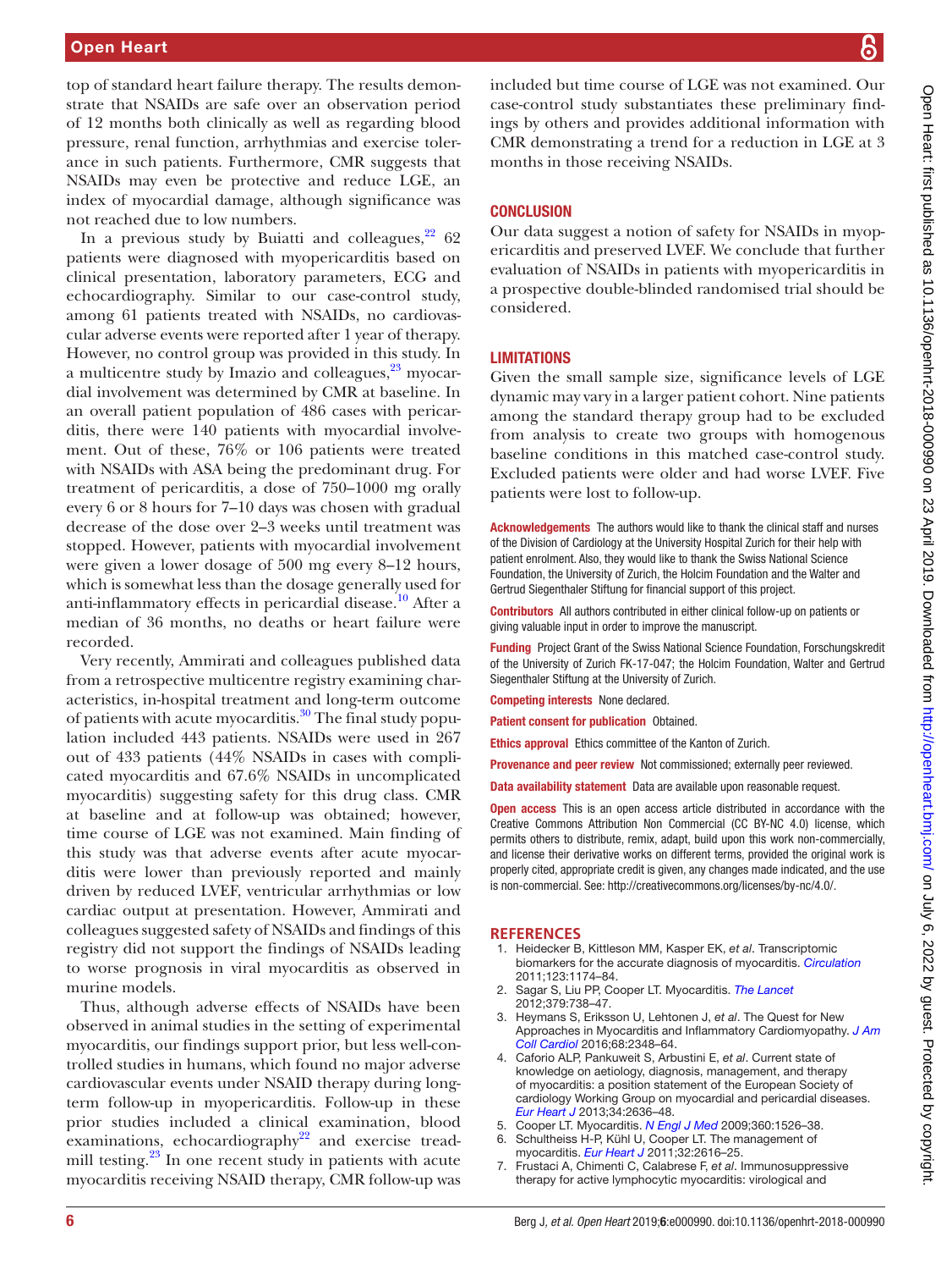top of standard heart failure therapy. The results demonstrate that NSAIDs are safe over an observation period of 12 months both clinically as well as regarding blood pressure, renal function, arrhythmias and exercise tolerance in such patients. Furthermore, CMR suggests that NSAIDs may even be protective and reduce LGE, an index of myocardial damage, although significance was not reached due to low numbers.

In a previous study by Buiatti and colleagues,[22] 62 patients were diagnosed with myopericarditis based on clinical presentation, laboratory parameters, ECG and echocardiography. Similar to our case-control study, among 61 patients treated with NSAIDs, no cardiovascular adverse events were reported after 1 year of therapy. However, no control group was provided in this study. In a multicentre study by Imazio and colleagues,[23] myocardial involvement was determined by CMR at baseline. In an overall patient population of 486 cases with pericarditis, there were 140 patients with myocardial involvement. Out of these, 76% or 106 patients were treated with NSAIDs with ASA being the predominant drug. For treatment of pericarditis, a dose of 750–1000 mg orally every 6 or 8 hours for 7–10 days was chosen with gradual decrease of the dose over 2–3 weeks until treatment was stopped. However, patients with myocardial involvement were given a lower dosage of 500 mg every 8–12 hours, which is somewhat less than the dosage generally used for anti-inflammatory effects in pericardial disease.[10] After a median of 36 months, no deaths or heart failure were recorded.

Very recently, Ammirati and colleagues published data from a retrospective multicentre registry examining characteristics, in-hospital treatment and long-term outcome of patients with acute myocarditis.[30] The final study population included 443 patients. NSAIDs were used in 267 out of 433 patients (44% NSAIDs in cases with complicated myocarditis and 67.6% NSAIDs in uncomplicated myocarditis) suggesting safety for this drug class. CMR at baseline and at follow-up was obtained; however, time course of LGE was not examined. Main finding of this study was that adverse events after acute myocarditis were lower than previously reported and mainly driven by reduced LVEF, ventricular arrhythmias or low cardiac output at presentation. However, Ammirati and colleagues suggested safety of NSAIDs and findings of this registry did not support the findings of NSAIDs leading to worse prognosis in viral myocarditis as observed in murine models.

Thus, although adverse effects of NSAIDs have been observed in animal studies in the setting of experimental myocarditis, our findings support prior, but less well-controlled studies in humans, which found no major adverse cardiovascular events under NSAID therapy during long-term follow-up in myopericarditis. Follow-up in these prior studies included a clinical examination, blood examinations, echocardiography[22] and exercise treadmill testing.[23] In one recent study in patients with acute myocarditis receiving NSAID therapy, CMR follow-up was included but time course of LGE was not examined. Our case-control study substantiates these preliminary findings by others and provides additional information with CMR demonstrating a trend for a reduction in LGE at 3 months in those receiving NSAIDs.

## CONCLUSION

Our data suggest a notion of safety for NSAIDs in myopericarditis and preserved LVEF. We conclude that further evaluation of NSAIDs in patients with myopericarditis in a prospective double-blinded randomised trial should be considered.

## LIMITATIONS

Given the small sample size, significance levels of LGE dynamic may vary in a larger patient cohort. Nine patients among the standard therapy group had to be excluded from analysis to create two groups with homogenous baseline conditions in this matched case-control study. Excluded patients were older and had worse LVEF. Five patients were lost to follow-up.

**Acknowledgements** The authors would like to thank the clinical staff and nurses of the Division of Cardiology at the University Hospital Zurich for their help with patient enrolment. Also, they would like to thank the Swiss National Science Foundation, the University of Zurich, the Holcim Foundation and the Walter and Gertrud Siegenthaler Stiftung for financial support of this project.

**Contributors** All authors contributed in either clinical follow-up on patients or giving valuable input in order to improve the manuscript.

**Funding** Project Grant of the Swiss National Science Foundation, Forschungskredit of the University of Zurich FK-17-047; the Holcim Foundation, Walter and Gertrud Siegenthaler Stiftung at the University of Zurich.

**Competing interests** None declared.

**Patient consent for publication** Obtained.

**Ethics approval** Ethics committee of the Kanton of Zurich.

**Provenance and peer review** Not commissioned; externally peer reviewed.

**Data availability statement** Data are available upon reasonable request.

**Open access** This is an open access article distributed in accordance with the Creative Commons Attribution Non Commercial (CC BY-NC 4.0) license, which permits others to distribute, remix, adapt, build upon this work non-commercially, and license their derivative works on different terms, provided the original work is properly cited, appropriate credit is given, any changes made indicated, and the use is non-commercial. See: http://creativecommons.org/licenses/by-nc/4.0/.

## REFERENCES

1. Heidecker B, Kittleson MM, Kasper EK, *et al*. Transcriptomic biomarkers for the accurate diagnosis of myocarditis. *Circulation* 2011;123:1174–84.
2. Sagar S, Liu PP, Cooper LT. Myocarditis. *The Lancet* 2012;379:738–47.
3. Heymans S, Eriksson U, Lehtonen J, *et al*. The Quest for New Approaches in Myocarditis and Inflammatory Cardiomyopathy. *J Am Coll Cardiol* 2016;68:2348–64.
4. Caforio ALP, Pankuweit S, Arbustini E, *et al*. Current state of knowledge on aetiology, diagnosis, management, and therapy of myocarditis: a position statement of the European Society of cardiology Working Group on myocardial and pericardial diseases. *Eur Heart J* 2013;34:2636–48.
5. Cooper LT. Myocarditis. *N Engl J Med* 2009;360:1526–38.
6. Schultheiss H-P, Kühl U, Cooper LT. The management of myocarditis. *Eur Heart J* 2011;32:2616–25.
7. Frustaci A, Chimenti C, Calabrese F, *et al*. Immunosuppressive therapy for active lymphocytic myocarditis: virological and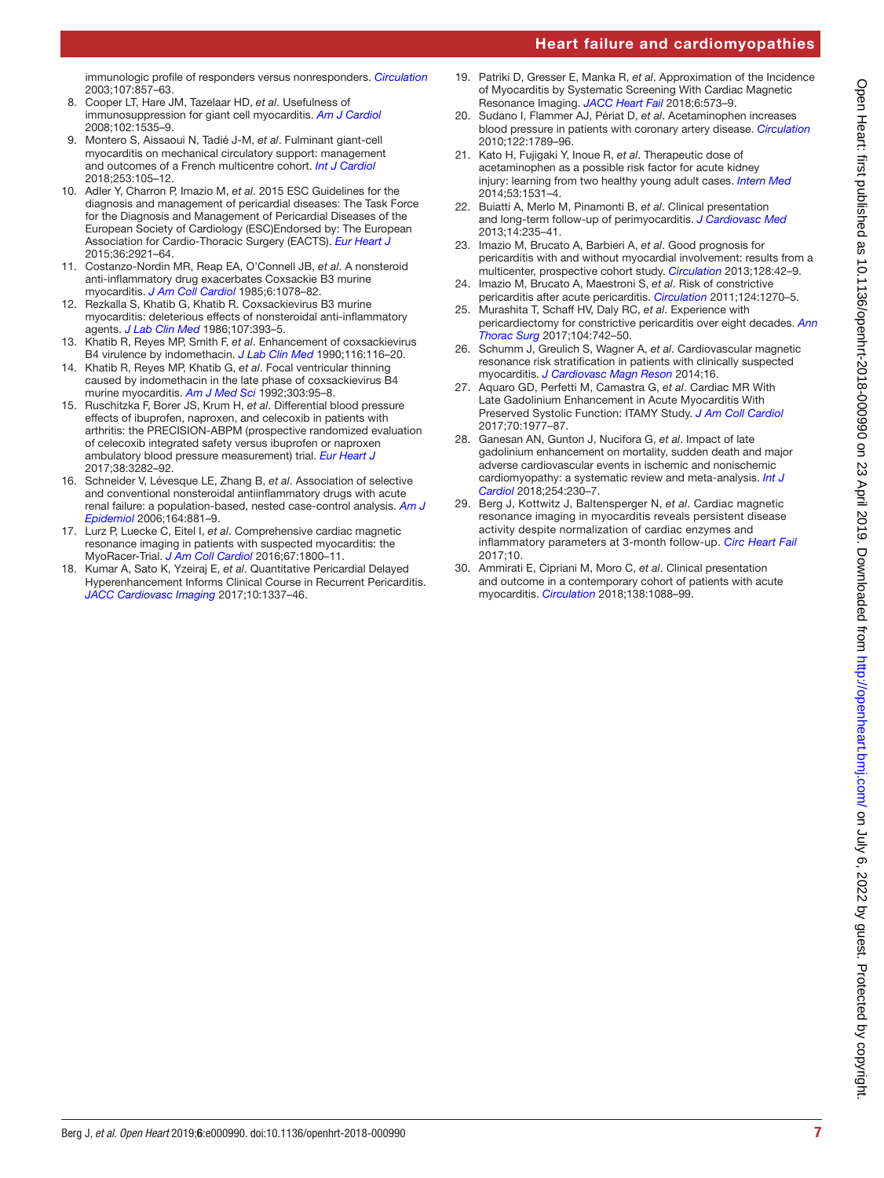immunologic profile of responders versus nonresponders. *Circulation* 2003;107:857–63.

8. Cooper LT, Hare JM, Tazelaar HD, *et al*. Usefulness of immunosuppression for giant cell myocarditis. *Am J Cardiol* 2008;102:1535–9.
9. Montero S, Aissaoui N, Tadié J-M, *et al*. Fulminant giant-cell myocarditis on mechanical circulatory support: management and outcomes of a French multicentre cohort. *Int J Cardiol* 2018;253:105–12.
10. Adler Y, Charron P, Imazio M, *et al*. 2015 ESC Guidelines for the diagnosis and management of pericardial diseases: The Task Force for the Diagnosis and Management of Pericardial Diseases of the European Society of Cardiology (ESC)Endorsed by: The European Association for Cardio-Thoracic Surgery (EACTS). *Eur Heart J* 2015;36:2921–64.
11. Costanzo-Nordin MR, Reap EA, O'Connell JB, *et al*. A nonsteroid anti-inflammatory drug exacerbates Coxsackie B3 murine myocarditis. *J Am Coll Cardiol* 1985;6:1078–82.
12. Rezkalla S, Khatib G, Khatib R. Coxsackievirus B3 murine myocarditis: deleterious effects of nonsteroidal anti-inflammatory agents. *J Lab Clin Med* 1986;107:393–5.
13. Khatib R, Reyes MP, Smith F, *et al*. Enhancement of coxsackievirus B4 virulence by indomethacin. *J Lab Clin Med* 1990;116:116–20.
14. Khatib R, Reyes MP, Khatib G, *et al*. Focal ventricular thinning caused by indomethacin in the late phase of coxsackievirus B4 murine myocarditis. *Am J Med Sci* 1992;303:95–8.
15. Ruschitzka F, Borer JS, Krum H, *et al*. Differential blood pressure effects of ibuprofen, naproxen, and celecoxib in patients with arthritis: the PRECISION-ABPM (prospective randomized evaluation of celecoxib integrated safety versus ibuprofen or naproxen ambulatory blood pressure measurement) trial. *Eur Heart J* 2017;38:3282–92.
16. Schneider V, Lévesque LE, Zhang B, *et al*. Association of selective and conventional nonsteroidal antiinflammatory drugs with acute renal failure: a population-based, nested case-control analysis. *Am J Epidemiol* 2006;164:881–9.
17. Lurz P, Luecke C, Eitel I, *et al*. Comprehensive cardiac magnetic resonance imaging in patients with suspected myocarditis: the MyoRacer-Trial. *J Am Coll Cardiol* 2016;67:1800–11.
18. Kumar A, Sato K, Yzeiraj E, *et al*. Quantitative Pericardial Delayed Hyperenhancement Informs Clinical Course in Recurrent Pericarditis. *JACC Cardiovasc Imaging* 2017;10:1337–46.
19. Patriki D, Gresser E, Manka R, *et al*. Approximation of the Incidence of Myocarditis by Systematic Screening With Cardiac Magnetic Resonance Imaging. *JACC Heart Fail* 2018;6:573–9.
20. Sudano I, Flammer AJ, Périat D, *et al*. Acetaminophen increases blood pressure in patients with coronary artery disease. *Circulation* 2010;122:1789–96.
21. Kato H, Fujigaki Y, Inoue R, *et al*. Therapeutic dose of acetaminophen as a possible risk factor for acute kidney injury: learning from two healthy young adult cases. *Intern Med* 2014;53:1531–4.
22. Buiatti A, Merlo M, Pinamonti B, *et al*. Clinical presentation and long-term follow-up of perimyocarditis. *J Cardiovasc Med* 2013;14:235–41.
23. Imazio M, Brucato A, Barbieri A, *et al*. Good prognosis for pericarditis with and without myocardial involvement: results from a multicenter, prospective cohort study. *Circulation* 2013;128:42–9.
24. Imazio M, Brucato A, Maestroni S, *et al*. Risk of constrictive pericarditis after acute pericarditis. *Circulation* 2011;124:1270–5.
25. Murashita T, Schaff HV, Daly RC, *et al*. Experience with pericardiectomy for constrictive pericarditis over eight decades. *Ann Thorac Surg* 2017;104:742–50.
26. Schumm J, Greulich S, Wagner A, *et al*. Cardiovascular magnetic resonance risk stratification in patients with clinically suspected myocarditis. *J Cardiovasc Magn Reson* 2014;16.
27. Aquaro GD, Perfetti M, Camastra G, *et al*. Cardiac MR With Late Gadolinium Enhancement in Acute Myocarditis With Preserved Systolic Function: ITAMY Study. *J Am Coll Cardiol* 2017;70:1977–87.
28. Ganesan AN, Gunton J, Nucifora G, *et al*. Impact of late gadolinium enhancement on mortality, sudden death and major adverse cardiovascular events in ischemic and nonischemic cardiomyopathy: a systematic review and meta-analysis. *Int J Cardiol* 2018;254:230–7.
29. Berg J, Kottwitz J, Baltensperger N, *et al*. Cardiac magnetic resonance imaging in myocarditis reveals persistent disease activity despite normalization of cardiac enzymes and inflammatory parameters at 3-month follow-up. *Circ Heart Fail* 2017;10.
30. Ammirati E, Cipriani M, Moro C, *et al*. Clinical presentation and outcome in a contemporary cohort of patients with acute myocarditis. *Circulation* 2018;138:1088–99.